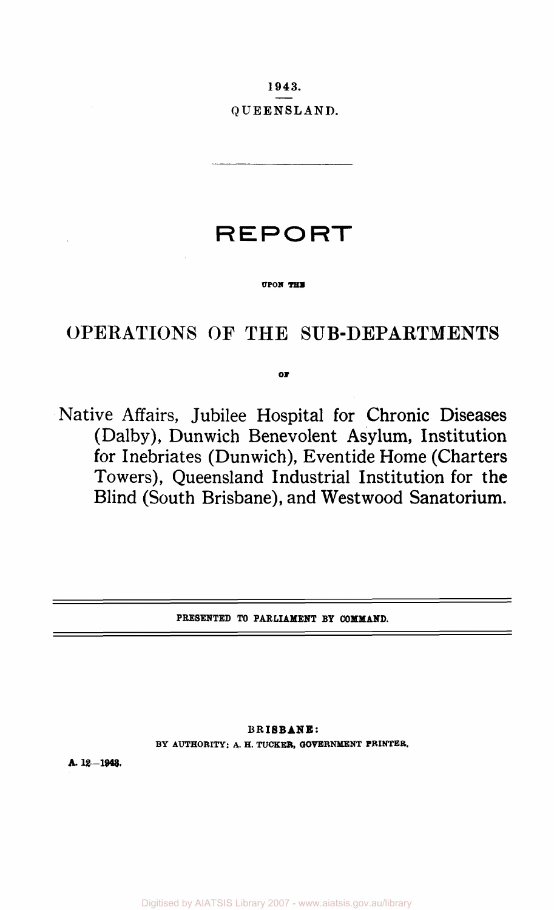1943.

QUEENSLAND.

# REPORT

UPON THE

## OPERATIONS OF THE SUB-DEPARTMENTS

OF

Native Affairs, Jubilee Hospital for Chronic Diseases (Dalby), Dunwich Benevolent Asylum, Institution for Inebriates (Dunwich), Eventide Home (Charters Towers), Queensland Industrial Institution for the Blind (South Brisbane), and Westwood Sanatorium.

PRESENTED TO PARLIAMENT BY COMMAND.

BRISBANE:

BY AUTHORITY: A. H. TUCKER, GOVERNMENT PRINTER.

A. 12—1943.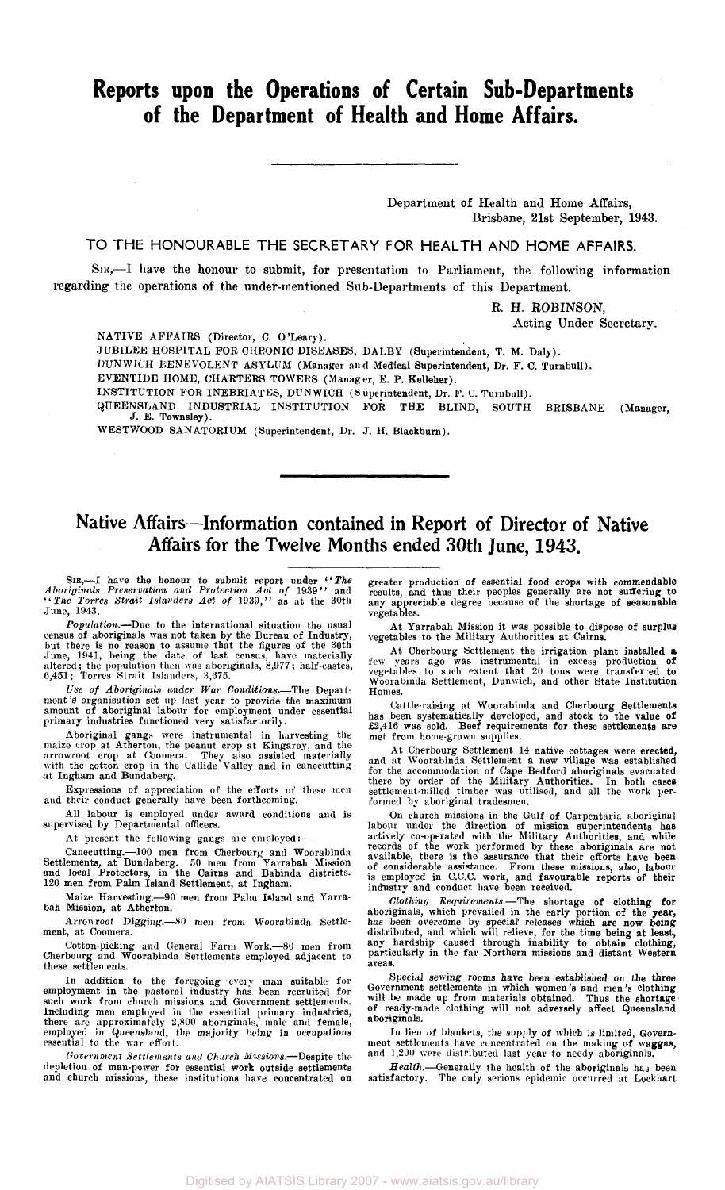# Reports upon the Operations of Certain Sub-Departments of the Department of Health and Home Affairs.

Department of Health and Home Affairs,
Brisbane, 21st September, 1943.

TO THE HONOURABLE THE SECRETARY FOR HEALTH AND HOME AFFAIRS.

SIR,—I have the honour to submit, for presentation to Parliament, the following information regarding the operations of the under-mentioned Sub-Departments of this Department.

R. H. ROBINSON,
Acting Under Secretary.

NATIVE AFFAIRS (Director, C. O'Leary).

JUBILEE HOSPITAL FOR CHRONIC DISEASES, DALBY (Superintendent, T. M. Daly).

DUNWICH BENEVOLENT ASYLUM (Manager and Medical Superintendent, Dr. F. C. Turnbull).

EVENTIDE HOME, CHARTERS TOWERS (Manager, E. P. Kelleher).

INSTITUTION FOR INEBRIATES, DUNWICH (Superintendent, Dr. F. C. Turnbull).

QUEENSLAND INDUSTRIAL INSTITUTION FOR THE BLIND, SOUTH BRISBANE (Manager, J. E. Townsley).

WESTWOOD SANATORIUM (Superintendent, Dr. J. H. Blackburn).

## Native Affairs—Information contained in Report of Director of Native Affairs for the Twelve Months ended 30th June, 1943.

SIR,—I have the honour to submit report under "*The Aboriginals Preservation and Protection Act of* 1939" and "*The Torres Strait Islanders Act of* 1939," as at the 30th June, 1943.

*Population*.—Due to the international situation the usual census of aboriginals was not taken by the Bureau of Industry, but there is no reason to assume that the figures of the 30th June, 1941, being the date of last census, have materially altered; the population then was aboriginals, 8,977; half-castes, 6,451; Torres Strait Islanders, 3,675.

*Use of Aboriginals under War Conditions*.—The Department's organisation set up last year to provide the maximum amount of aboriginal labour for employment under essential primary industries functioned very satisfactorily.

Aboriginal gangs were instrumental in harvesting the maize crop at Atherton, the peanut crop at Kingaroy, and the arrowroot crop at Coomera. They also assisted materially with the cotton crop in the Callide Valley and in canecutting at Ingham and Bundaberg.

Expressions of appreciation of the efforts of these men and their conduct generally have been forthcoming.

All labour is employed under award conditions and is supervised by Departmental officers.

At present the following gangs are employed:—

Canecutting.—100 men from Cherbourg and Woorabinda Settlements, at Bundaberg. 50 men from Yarrabah Mission and local Protectors, in the Cairns and Babinda districts. 120 men from Palm Island Settlement, at Ingham.

Maize Harvesting.—90 men from Palm Island and Yarrabah Mission, at Atherton.

Arrowroot Digging.—80 men from Woorabinda Settlement, at Coomera.

Cotton-picking and General Farm Work.—80 men from Cherbourg and Woorabinda Settlements employed adjacent to these settlements.

In addition to the foregoing every man suitable for employment in the pastoral industry has been recruited for such work from church missions and Government settlements. Including men employed in the essential primary industries, there are approximately 2,800 aboriginals, male and female, employed in Queensland, the majority being in occupations essential to the war effort.

*Government Settlements and Church Missions*.—Despite the depletion of man-power for essential work outside settlements and church missions, these institutions have concentrated on greater production of essential food crops with commendable results, and thus their peoples generally are not suffering to any appreciable degree because of the shortage of seasonable vegetables.

At Yarrabah Mission it was possible to dispose of surplus vegetables to the Military Authorities at Cairns.

At Cherbourg Settlement the irrigation plant installed a few years ago was instrumental in excess production of vegetables to such extent that 20 tons were transferred to Woorabinda Settlement, Dunwich, and other State Institution Homes.

Cattle-raising at Woorabinda and Cherbourg Settlements has been systematically developed, and stock to the value of £2,416 was sold. Beef requirements for these settlements are met from home-grown supplies.

At Cherbourg Settlement 14 native cottages were erected, and at Woorabinda Settlement a new village was established for the accommodation of Cape Bedford aboriginals evacuated there by order of the Military Authorities. In both cases settlement-milled timber was utilised, and all the work performed by aboriginal tradesmen.

On church missions in the Gulf of Carpentaria aboriginal labour under the direction of mission superintendents has actively co-operated with the Military Authorities, and while records of the work performed by these aboriginals are not available, there is the assurance that their efforts have been of considerable assistance. From these missions, also, labour is employed in C.C.C. work, and favourable reports of their industry and conduct have been received.

*Clothing Requirements*.—The shortage of clothing for aboriginals, which prevailed in the early portion of the year, has been overcome by special releases which are now being distributed, and which will relieve, for the time being at least, any hardship caused through inability to obtain clothing, particularly in the far Northern missions and distant Western areas.

Special sewing rooms have been established on the three Government settlements in which women's and men's clothing will be made up from materials obtained. Thus the shortage of ready-made clothing will not adversely affect Queensland aboriginals.

In lieu of blankets, the supply of which is limited, Government settlements have concentrated on the making of waggas, and 1,200 were distributed last year to needy aboriginals.

*Health*.—Generally the health of the aboriginals has been satisfactory. The only serious epidemic occurred at Lockhart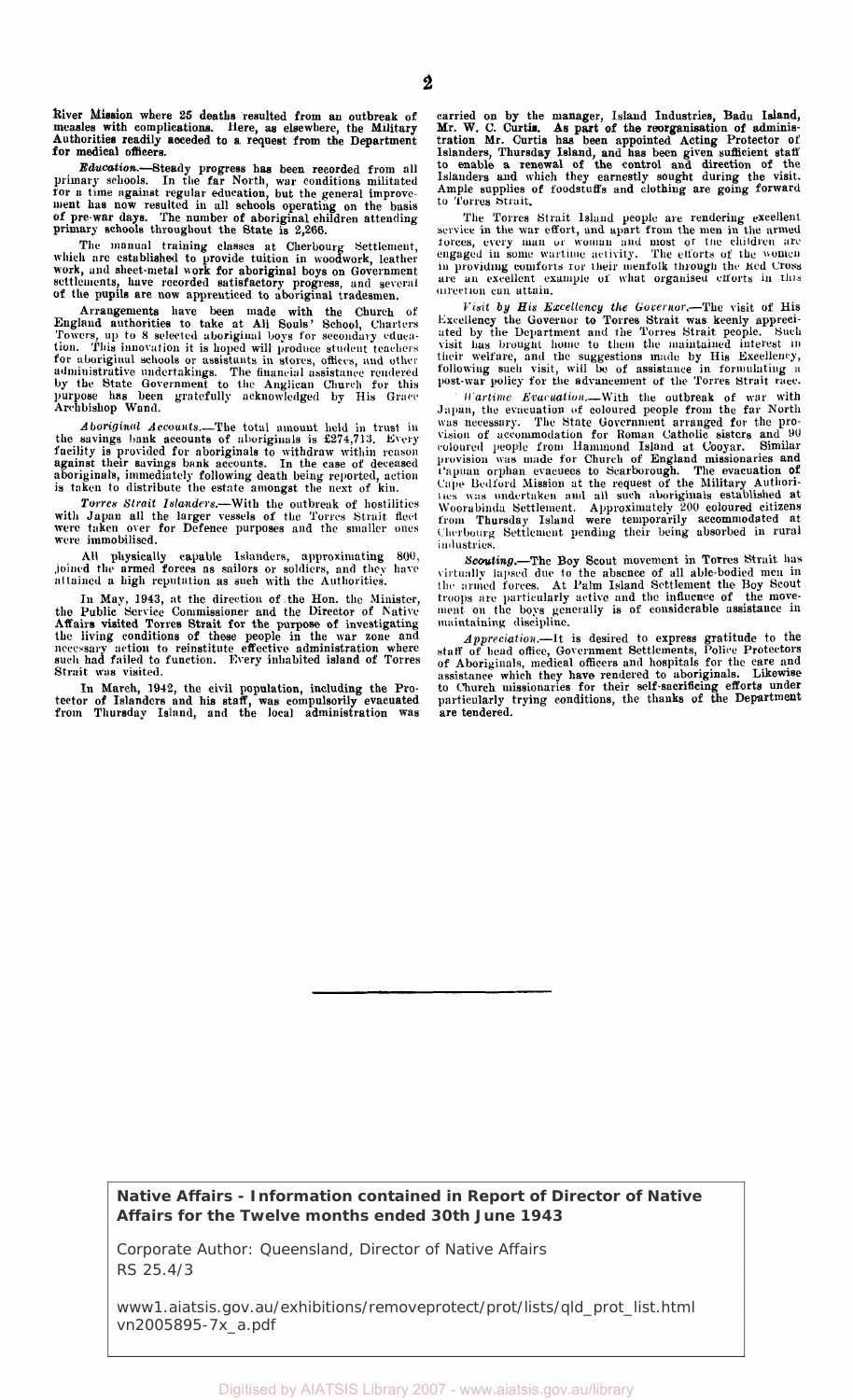River Mission where 25 deaths resulted from an outbreak of measles with complications. Here, as elsewhere, the Military Authorities readily acceded to a request from the Department for medical officers.

***Education.***—Steady progress has been recorded from all primary schools. In the far North, war conditions militated for a time against regular education, but the general improvement has now resulted in all schools operating on the basis of pre-war days. The number of aboriginal children attending primary schools throughout the State is 2,266.

The manual training classes at Cherbourg Settlement, which are established to provide tuition in woodwork, leather work, and sheet-metal work for aboriginal boys on Government settlements, have recorded satisfactory progress, and several of the pupils are now apprenticed to aboriginal tradesmen.

Arrangements have been made with the Church of England authorities to take at All Souls' School, Charters Towers, up to 8 selected aboriginal boys for secondary education. This innovation it is hoped will produce student teachers for aboriginal schools or assistants in stores, offices, and other administrative undertakings. The financial assistance rendered by the State Government to the Anglican Church for this purpose has been gratefully acknowledged by His Grace Archbishop Wand.

*Aboriginal Accounts.*—The total amount held in trust in the savings bank accounts of aboriginals is £274,713. Every facility is provided for aboriginals to withdraw within reason against their savings bank accounts. In the case of deceased aboriginals, immediately following death being reported, action is taken to distribute the estate amongst the next of kin.

*Torres Strait Islanders.*—With the outbreak of hostilities with Japan all the larger vessels of the Torres Strait fleet were taken over for Defence purposes and the smaller ones were immobilised.

All physically capable Islanders, approximating 800, joined the armed forces as sailors or soldiers, and they have attained a high reputation as such with the Authorities.

In May, 1943, at the direction of the Hon. the Minister, the Public Service Commissioner and the Director of Native Affairs visited Torres Strait for the purpose of investigating the living conditions of these people in the war zone and necessary action to reinstitute effective administration where such had failed to function. Every inhabited island of Torres Strait was visited.

In March, 1942, the civil population, including the Protector of Islanders and his staff, was compulsorily evacuated from Thursday Island, and the local administration was carried on by the manager, Island Industries, Badu Island, Mr. W. C. Curtis. As part of the reorganisation of administration Mr. Curtis has been appointed Acting Protector of Islanders, Thursday Island, and has been given sufficient staff to enable a renewal of the control and direction of the Islanders and which they earnestly sought during the visit. Ample supplies of foodstuffs and clothing are going forward to Torres Strait.

The Torres Strait Island people are rendering excellent service in the war effort, and apart from the men in the armed forces, every man or woman and most of the children are engaged in some wartime activity. The efforts of the women in providing comforts for their menfolk through the Red Cross are an excellent example of what organised efforts in this direction can attain.

***Visit by His Excellency the Governor.***—The visit of His Excellency the Governor to Torres Strait was keenly appreciated by the Department and the Torres Strait people. Such visit has brought home to them the maintained interest in their welfare, and the suggestions made by His Excellency, following such visit, will be of assistance in formulating a post-war policy for the advancement of the Torres Strait race.

*Wartime Evacuation.*—With the outbreak of war with Japan, the evacuation of coloured people from the far North was necessary. The State Government arranged for the provision of accommodation for Roman Catholic sisters and 90 coloured people from Hammond Island at Cooyar. Similar provision was made for Church of England missionaries and Papuan orphan evacuees to Scarborough. The evacuation of Cape Bedford Mission at the request of the Military Authorities was undertaken and all such aboriginals established at Woorabinda Settlement. Approximately 200 coloured citizens from Thursday Island were temporarily accommodated at Cherbourg Settlement pending their being absorbed in rural industries.

***Scouting.***—The Boy Scout movement in Torres Strait has virtually lapsed due to the absence of all able-bodied men in the armed forces. At Palm Island Settlement the Boy Scout troops are particularly active and the influence of the movement on the boys generally is of considerable assistance in maintaining discipline.

***Appreciation.***—It is desired to express gratitude to the staff of head office, Government Settlements, Police Protectors of Aboriginals, medical officers and hospitals for the care and assistance which they have rendered to aboriginals. Likewise to Church missionaries for their self-sacrificing efforts under particularly trying conditions, the thanks of the Department are tendered.

---

**Native Affairs - Information contained in Report of Director of Native Affairs for the Twelve months ended 30th June 1943**

Corporate Author: Queensland, Director of Native Affairs
RS 25.4/3

www1.aiatsis.gov.au/exhibitions/removeprotect/prot/lists/qld_prot_list.html
vn2005895-7x_a.pdf

Digitised by AIATSIS Library 2007 - www.aiatsis.gov.au/library